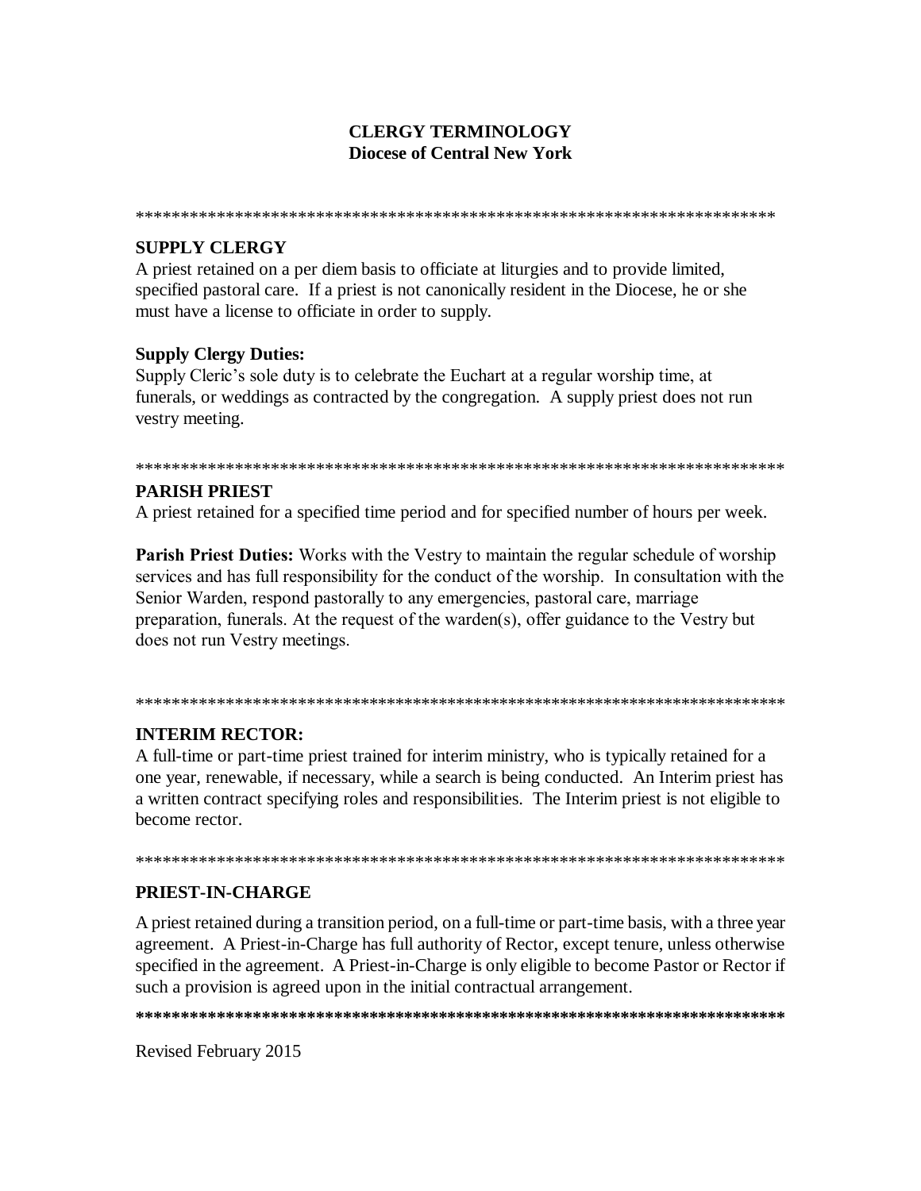# CLERGY TERMINOLOGY
## Diocese of Central New York

***************************************************************************

## SUPPLY CLERGY

A priest retained on a per diem basis to officiate at liturgies and to provide limited, specified pastoral care. If a priest is not canonically resident in the Diocese, he or she must have a license to officiate in order to supply.

**Supply Clergy Duties:**
Supply Cleric's sole duty is to celebrate the Euchart at a regular worship time, at funerals, or weddings as contracted by the congregation. A supply priest does not run vestry meeting.

***************************************************************************

## PARISH PRIEST

A priest retained for a specified time period and for specified number of hours per week.

**Parish Priest Duties:** Works with the Vestry to maintain the regular schedule of worship services and has full responsibility for the conduct of the worship. In consultation with the Senior Warden, respond pastorally to any emergencies, pastoral care, marriage preparation, funerals. At the request of the warden(s), offer guidance to the Vestry but does not run Vestry meetings.

***************************************************************************

## INTERIM RECTOR:

A full-time or part-time priest trained for interim ministry, who is typically retained for a one year, renewable, if necessary, while a search is being conducted. An Interim priest has a written contract specifying roles and responsibilities. The Interim priest is not eligible to become rector.

***************************************************************************

## PRIEST-IN-CHARGE

A priest retained during a transition period, on a full-time or part-time basis, with a three year agreement. A Priest-in-Charge has full authority of Rector, except tenure, unless otherwise specified in the agreement. A Priest-in-Charge is only eligible to become Pastor or Rector if such a provision is agreed upon in the initial contractual arrangement.

***************************************************************************

Revised February 2015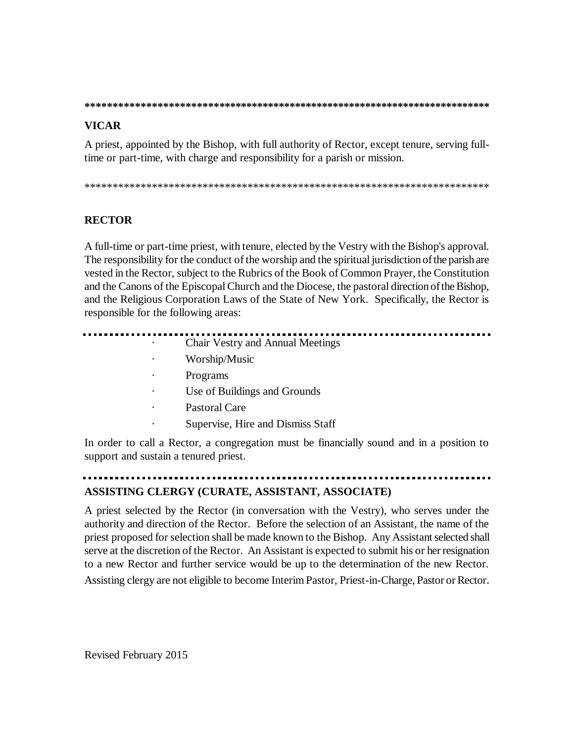\*\*\*\*\*\*\*\*\*\*\*\*\*\*\*\*\*\*\*\*\*\*\*\*\*\*\*\*\*\*\*\*\*\*\*\*\*\*\*\*\*\*\*\*\*\*\*\*\*\*\*\*\*\*\*\*\*\*\*\*\*\*\*\*\*\*\*\*\*\*\*\*\*\*\*\*

## VICAR

A priest, appointed by the Bishop, with full authority of Rector, except tenure, serving full-time or part-time, with charge and responsibility for a parish or mission.

\*\*\*\*\*\*\*\*\*\*\*\*\*\*\*\*\*\*\*\*\*\*\*\*\*\*\*\*\*\*\*\*\*\*\*\*\*\*\*\*\*\*\*\*\*\*\*\*\*\*\*\*\*\*\*\*\*\*\*\*\*\*\*\*\*\*\*\*\*\*\*\*\*\*\*\*

## RECTOR

A full-time or part-time priest, with tenure, elected by the Vestry with the Bishop's approval. The responsibility for the conduct of the worship and the spiritual jurisdiction of the parish are vested in the Rector, subject to the Rubrics of the Book of Common Prayer, the Constitution and the Canons of the Episcopal Church and the Diocese, the pastoral direction of the Bishop, and the Religious Corporation Laws of the State of New York. Specifically, the Rector is responsible for the following areas:

- Chair Vestry and Annual Meetings
- Worship/Music
- Programs
- Use of Buildings and Grounds
- Pastoral Care
- Supervise, Hire and Dismiss Staff

In order to call a Rector, a congregation must be financially sound and in a position to support and sustain a tenured priest.

## ASSISTING CLERGY (CURATE, ASSISTANT, ASSOCIATE)

A priest selected by the Rector (in conversation with the Vestry), who serves under the authority and direction of the Rector. Before the selection of an Assistant, the name of the priest proposed for selection shall be made known to the Bishop. Any Assistant selected shall serve at the discretion of the Rector. An Assistant is expected to submit his or her resignation to a new Rector and further service would be up to the determination of the new Rector. Assisting clergy are not eligible to become Interim Pastor, Priest-in-Charge, Pastor or Rector.

Revised February 2015